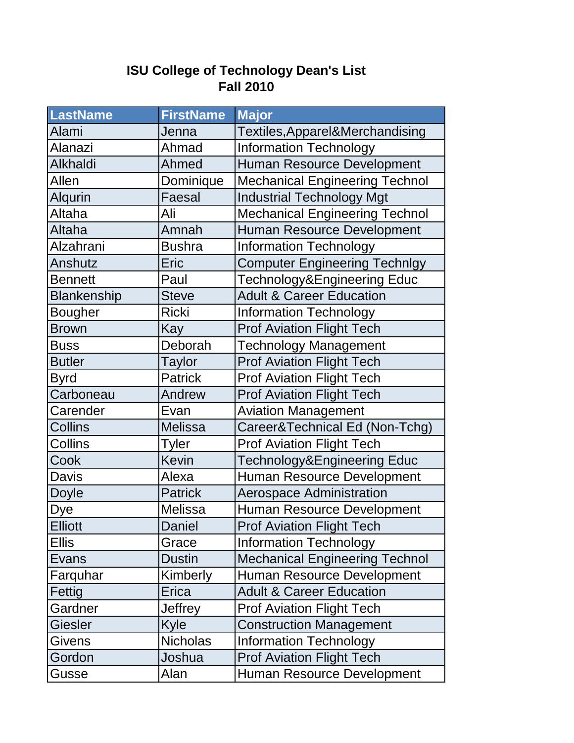# ISU College of Technology Dean's List
## Fall 2010

| LastName | FirstName | Major |
|---|---|---|
| Alami | Jenna | Textiles,Apparel&Merchandising |
| Alanazi | Ahmad | Information Technology |
| Alkhaldi | Ahmed | Human Resource Development |
| Allen | Dominique | Mechanical Engineering Technol |
| Alqurin | Faesal | Industrial Technology Mgt |
| Altaha | Ali | Mechanical Engineering Technol |
| Altaha | Amnah | Human Resource Development |
| Alzahrani | Bushra | Information Technology |
| Anshutz | Eric | Computer Engineering Technlgy |
| Bennett | Paul | Technology&Engineering Educ |
| Blankenship | Steve | Adult & Career Education |
| Bougher | Ricki | Information Technology |
| Brown | Kay | Prof Aviation Flight Tech |
| Buss | Deborah | Technology Management |
| Butler | Taylor | Prof Aviation Flight Tech |
| Byrd | Patrick | Prof Aviation Flight Tech |
| Carboneau | Andrew | Prof Aviation Flight Tech |
| Carender | Evan | Aviation Management |
| Collins | Melissa | Career&Technical Ed (Non-Tchg) |
| Collins | Tyler | Prof Aviation Flight Tech |
| Cook | Kevin | Technology&Engineering Educ |
| Davis | Alexa | Human Resource Development |
| Doyle | Patrick | Aerospace Administration |
| Dye | Melissa | Human Resource Development |
| Elliott | Daniel | Prof Aviation Flight Tech |
| Ellis | Grace | Information Technology |
| Evans | Dustin | Mechanical Engineering Technol |
| Farquhar | Kimberly | Human Resource Development |
| Fettig | Erica | Adult & Career Education |
| Gardner | Jeffrey | Prof Aviation Flight Tech |
| Giesler | Kyle | Construction Management |
| Givens | Nicholas | Information Technology |
| Gordon | Joshua | Prof Aviation Flight Tech |
| Gusse | Alan | Human Resource Development |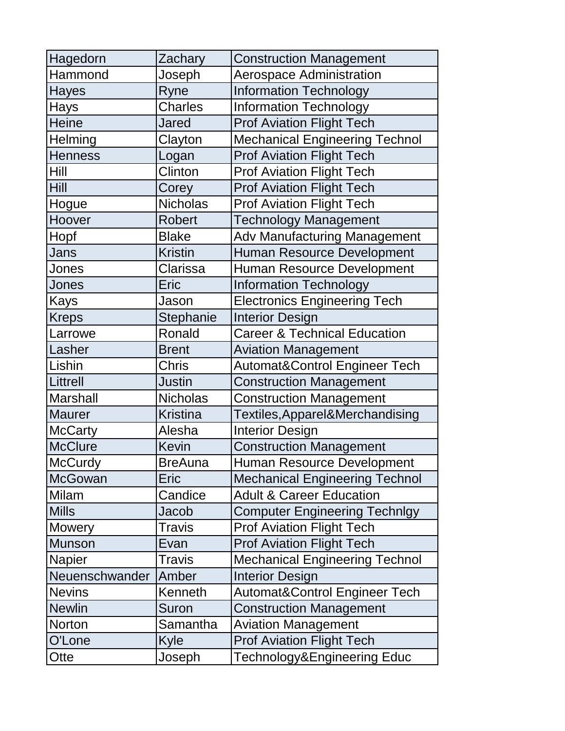| Hagedorn | Zachary | Construction Management |
|---|---|---|
| Hammond | Joseph | Aerospace Administration |
| Hayes | Ryne | Information Technology |
| Hays | Charles | Information Technology |
| Heine | Jared | Prof Aviation Flight Tech |
| Helming | Clayton | Mechanical Engineering Technol |
| Henness | Logan | Prof Aviation Flight Tech |
| Hill | Clinton | Prof Aviation Flight Tech |
| Hill | Corey | Prof Aviation Flight Tech |
| Hogue | Nicholas | Prof Aviation Flight Tech |
| Hoover | Robert | Technology Management |
| Hopf | Blake | Adv Manufacturing Management |
| Jans | Kristin | Human Resource Development |
| Jones | Clarissa | Human Resource Development |
| Jones | Eric | Information Technology |
| Kays | Jason | Electronics Engineering Tech |
| Kreps | Stephanie | Interior Design |
| Larrowe | Ronald | Career & Technical Education |
| Lasher | Brent | Aviation Management |
| Lishin | Chris | Automat&Control Engineer Tech |
| Littrell | Justin | Construction Management |
| Marshall | Nicholas | Construction Management |
| Maurer | Kristina | Textiles,Apparel&Merchandising |
| McCarty | Alesha | Interior Design |
| McClure | Kevin | Construction Management |
| McCurdy | BreAuna | Human Resource Development |
| McGowan | Eric | Mechanical Engineering Technol |
| Milam | Candice | Adult & Career Education |
| Mills | Jacob | Computer Engineering Technlgy |
| Mowery | Travis | Prof Aviation Flight Tech |
| Munson | Evan | Prof Aviation Flight Tech |
| Napier | Travis | Mechanical Engineering Technol |
| Neuenschwander | Amber | Interior Design |
| Nevins | Kenneth | Automat&Control Engineer Tech |
| Newlin | Suron | Construction Management |
| Norton | Samantha | Aviation Management |
| O'Lone | Kyle | Prof Aviation Flight Tech |
| Otte | Joseph | Technology&Engineering Educ |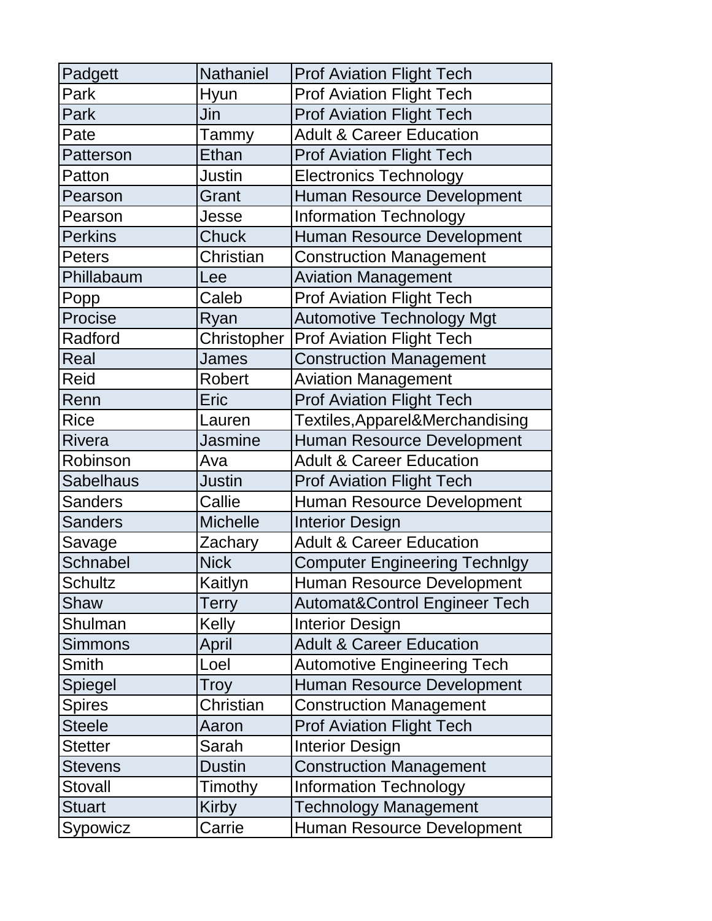| | | |
|---|---|---|
| Padgett | Nathaniel | Prof Aviation Flight Tech |
| Park | Hyun | Prof Aviation Flight Tech |
| Park | Jin | Prof Aviation Flight Tech |
| Pate | Tammy | Adult & Career Education |
| Patterson | Ethan | Prof Aviation Flight Tech |
| Patton | Justin | Electronics Technology |
| Pearson | Grant | Human Resource Development |
| Pearson | Jesse | Information Technology |
| Perkins | Chuck | Human Resource Development |
| Peters | Christian | Construction Management |
| Phillabaum | Lee | Aviation Management |
| Popp | Caleb | Prof Aviation Flight Tech |
| Procise | Ryan | Automotive Technology Mgt |
| Radford | Christopher | Prof Aviation Flight Tech |
| Real | James | Construction Management |
| Reid | Robert | Aviation Management |
| Renn | Eric | Prof Aviation Flight Tech |
| Rice | Lauren | Textiles,Apparel&Merchandising |
| Rivera | Jasmine | Human Resource Development |
| Robinson | Ava | Adult & Career Education |
| Sabelhaus | Justin | Prof Aviation Flight Tech |
| Sanders | Callie | Human Resource Development |
| Sanders | Michelle | Interior Design |
| Savage | Zachary | Adult & Career Education |
| Schnabel | Nick | Computer Engineering Technlgy |
| Schultz | Kaitlyn | Human Resource Development |
| Shaw | Terry | Automat&Control Engineer Tech |
| Shulman | Kelly | Interior Design |
| Simmons | April | Adult & Career Education |
| Smith | Loel | Automotive Engineering Tech |
| Spiegel | Troy | Human Resource Development |
| Spires | Christian | Construction Management |
| Steele | Aaron | Prof Aviation Flight Tech |
| Stetter | Sarah | Interior Design |
| Stevens | Dustin | Construction Management |
| Stovall | Timothy | Information Technology |
| Stuart | Kirby | Technology Management |
| Sypowicz | Carrie | Human Resource Development |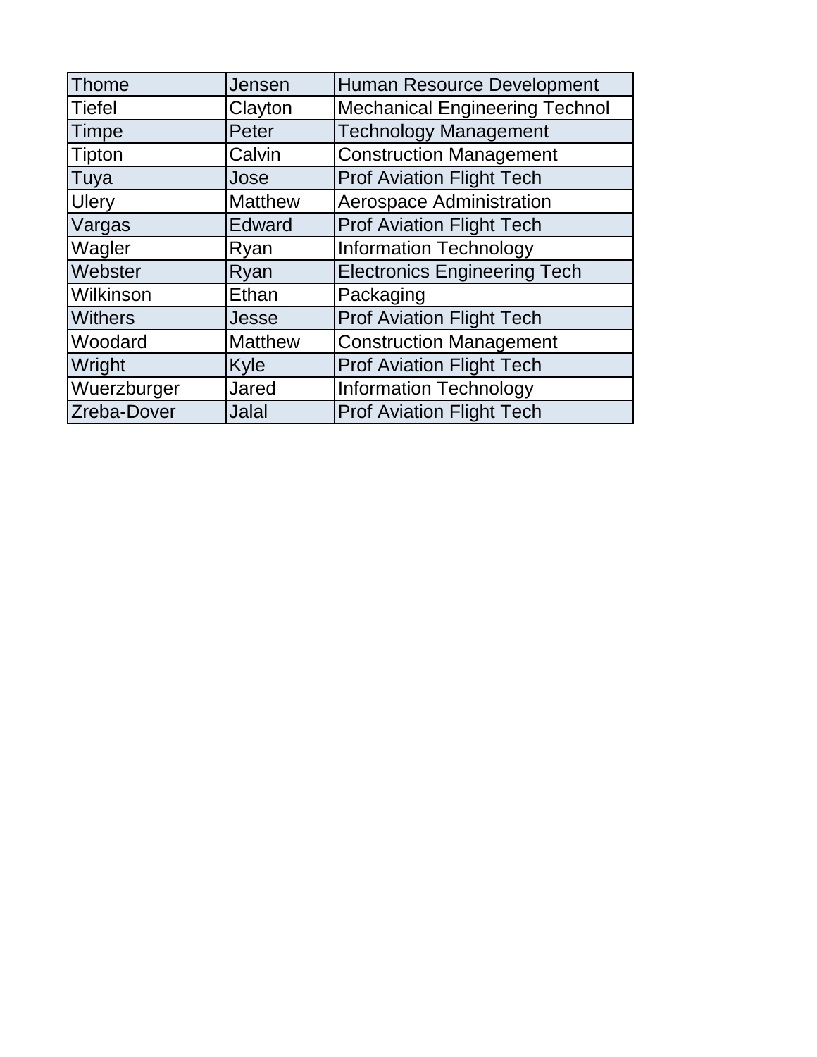| | | |
|---|---|---|
| Thome | Jensen | Human Resource Development |
| Tiefel | Clayton | Mechanical Engineering Technol |
| Timpe | Peter | Technology Management |
| Tipton | Calvin | Construction Management |
| Tuya | Jose | Prof Aviation Flight Tech |
| Ulery | Matthew | Aerospace Administration |
| Vargas | Edward | Prof Aviation Flight Tech |
| Wagler | Ryan | Information Technology |
| Webster | Ryan | Electronics Engineering Tech |
| Wilkinson | Ethan | Packaging |
| Withers | Jesse | Prof Aviation Flight Tech |
| Woodard | Matthew | Construction Management |
| Wright | Kyle | Prof Aviation Flight Tech |
| Wuerzburger | Jared | Information Technology |
| Zreba-Dover | Jalal | Prof Aviation Flight Tech |